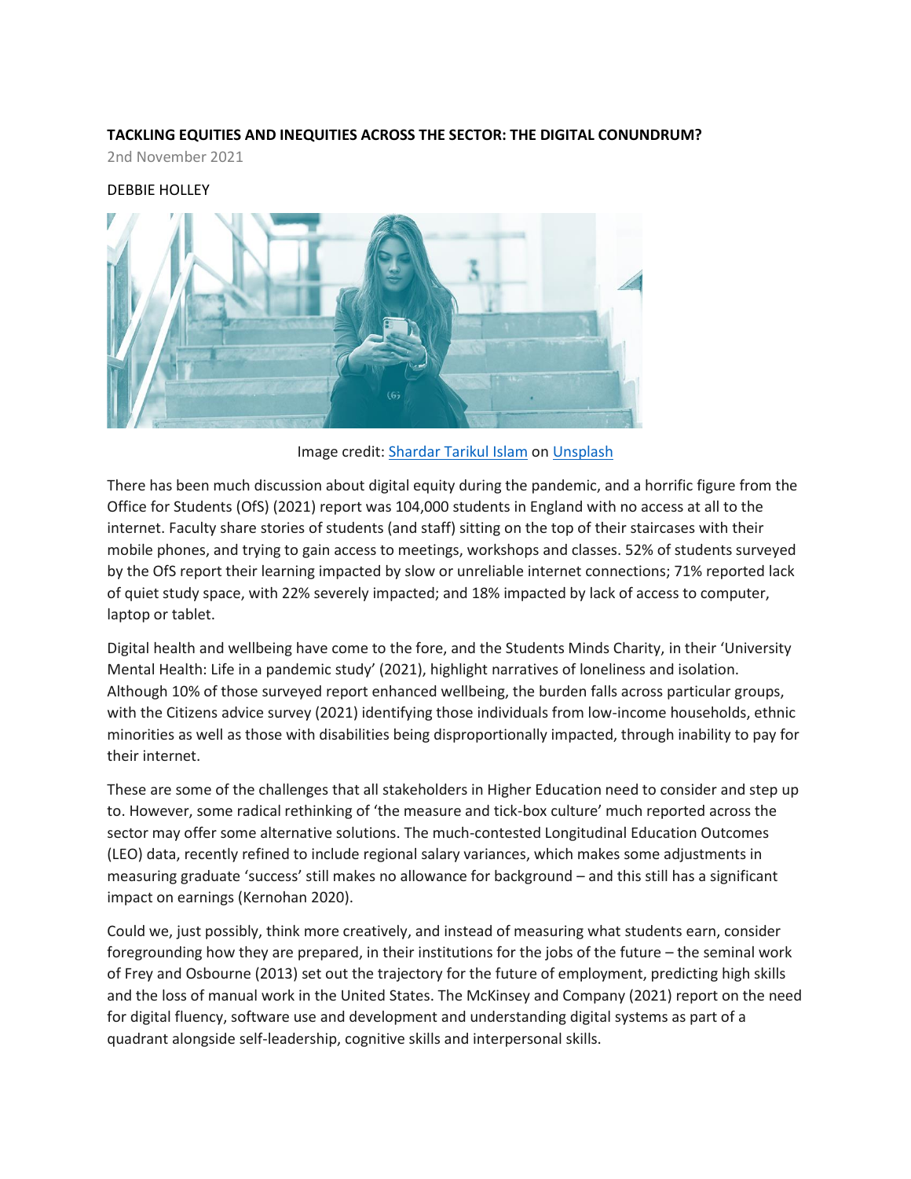**TACKLING EQUITIES AND INEQUITIES ACROSS THE SECTOR: THE DIGITAL CONUNDRUM?**

2nd November 2021

DEBBIE HOLLEY

Image credit: Shardar Tarikul Islam on Unsplash

There has been much discussion about digital equity during the pandemic, and a horrific figure from the Office for Students (OfS) (2021) report was 104,000 students in England with no access at all to the internet. Faculty share stories of students (and staff) sitting on the top of their staircases with their mobile phones, and trying to gain access to meetings, workshops and classes. 52% of students surveyed by the OfS report their learning impacted by slow or unreliable internet connections; 71% reported lack of quiet study space, with 22% severely impacted; and 18% impacted by lack of access to computer, laptop or tablet.

Digital health and wellbeing have come to the fore, and the Students Minds Charity, in their 'University Mental Health: Life in a pandemic study' (2021), highlight narratives of loneliness and isolation. Although 10% of those surveyed report enhanced wellbeing, the burden falls across particular groups, with the Citizens advice survey (2021) identifying those individuals from low-income households, ethnic minorities as well as those with disabilities being disproportionally impacted, through inability to pay for their internet.

These are some of the challenges that all stakeholders in Higher Education need to consider and step up to. However, some radical rethinking of 'the measure and tick-box culture' much reported across the sector may offer some alternative solutions. The much-contested Longitudinal Education Outcomes (LEO) data, recently refined to include regional salary variances, which makes some adjustments in measuring graduate 'success' still makes no allowance for background – and this still has a significant impact on earnings (Kernohan 2020).

Could we, just possibly, think more creatively, and instead of measuring what students earn, consider foregrounding how they are prepared, in their institutions for the jobs of the future – the seminal work of Frey and Osbourne (2013) set out the trajectory for the future of employment, predicting high skills and the loss of manual work in the United States. The McKinsey and Company (2021) report on the need for digital fluency, software use and development and understanding digital systems as part of a quadrant alongside self-leadership, cognitive skills and interpersonal skills.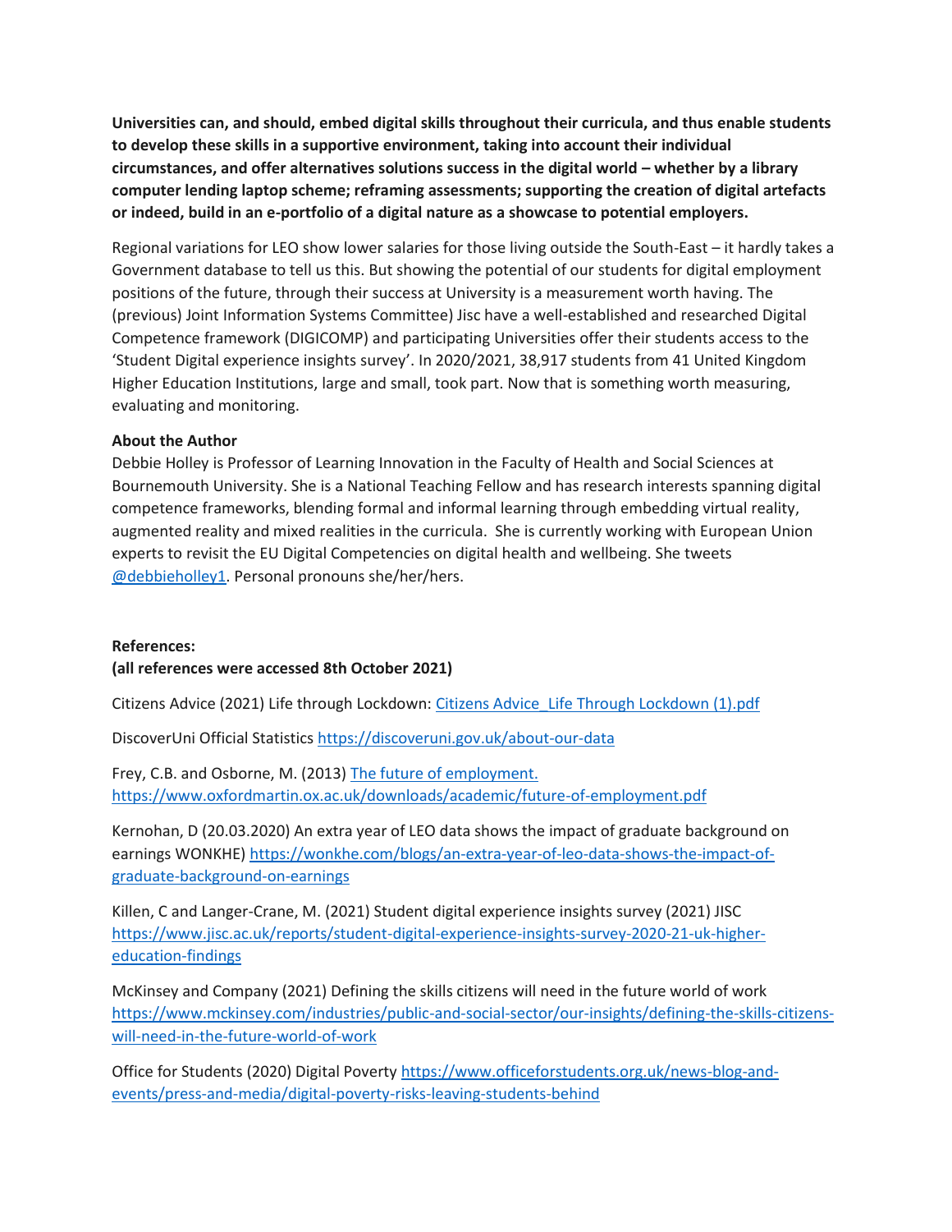**Universities can, and should, embed digital skills throughout their curricula, and thus enable students to develop these skills in a supportive environment, taking into account their individual circumstances, and offer alternatives solutions success in the digital world – whether by a library computer lending laptop scheme; reframing assessments; supporting the creation of digital artefacts or indeed, build in an e-portfolio of a digital nature as a showcase to potential employers.**

Regional variations for LEO show lower salaries for those living outside the South-East – it hardly takes a Government database to tell us this. But showing the potential of our students for digital employment positions of the future, through their success at University is a measurement worth having. The (previous) Joint Information Systems Committee) Jisc have a well-established and researched Digital Competence framework (DIGICOMP) and participating Universities offer their students access to the 'Student Digital experience insights survey'. In 2020/2021, 38,917 students from 41 United Kingdom Higher Education Institutions, large and small, took part. Now that is something worth measuring, evaluating and monitoring.

**About the Author**
Debbie Holley is Professor of Learning Innovation in the Faculty of Health and Social Sciences at Bournemouth University. She is a National Teaching Fellow and has research interests spanning digital competence frameworks, blending formal and informal learning through embedding virtual reality, augmented reality and mixed realities in the curricula. She is currently working with European Union experts to revisit the EU Digital Competencies on digital health and wellbeing. She tweets @debbieholley1. Personal pronouns she/her/hers.

**References:**
**(all references were accessed 8th October 2021)**

Citizens Advice (2021) Life through Lockdown: Citizens Advice_Life Through Lockdown (1).pdf

DiscoverUni Official Statistics https://discoveruni.gov.uk/about-our-data

Frey, C.B. and Osborne, M. (2013) The future of employment. https://www.oxfordmartin.ox.ac.uk/downloads/academic/future-of-employment.pdf

Kernohan, D (20.03.2020) An extra year of LEO data shows the impact of graduate background on earnings WONKHE) https://wonkhe.com/blogs/an-extra-year-of-leo-data-shows-the-impact-of-graduate-background-on-earnings

Killen, C and Langer-Crane, M. (2021) Student digital experience insights survey (2021) JISC https://www.jisc.ac.uk/reports/student-digital-experience-insights-survey-2020-21-uk-higher-education-findings

McKinsey and Company (2021) Defining the skills citizens will need in the future world of work https://www.mckinsey.com/industries/public-and-social-sector/our-insights/defining-the-skills-citizens-will-need-in-the-future-world-of-work

Office for Students (2020) Digital Poverty https://www.officeforstudents.org.uk/news-blog-and-events/press-and-media/digital-poverty-risks-leaving-students-behind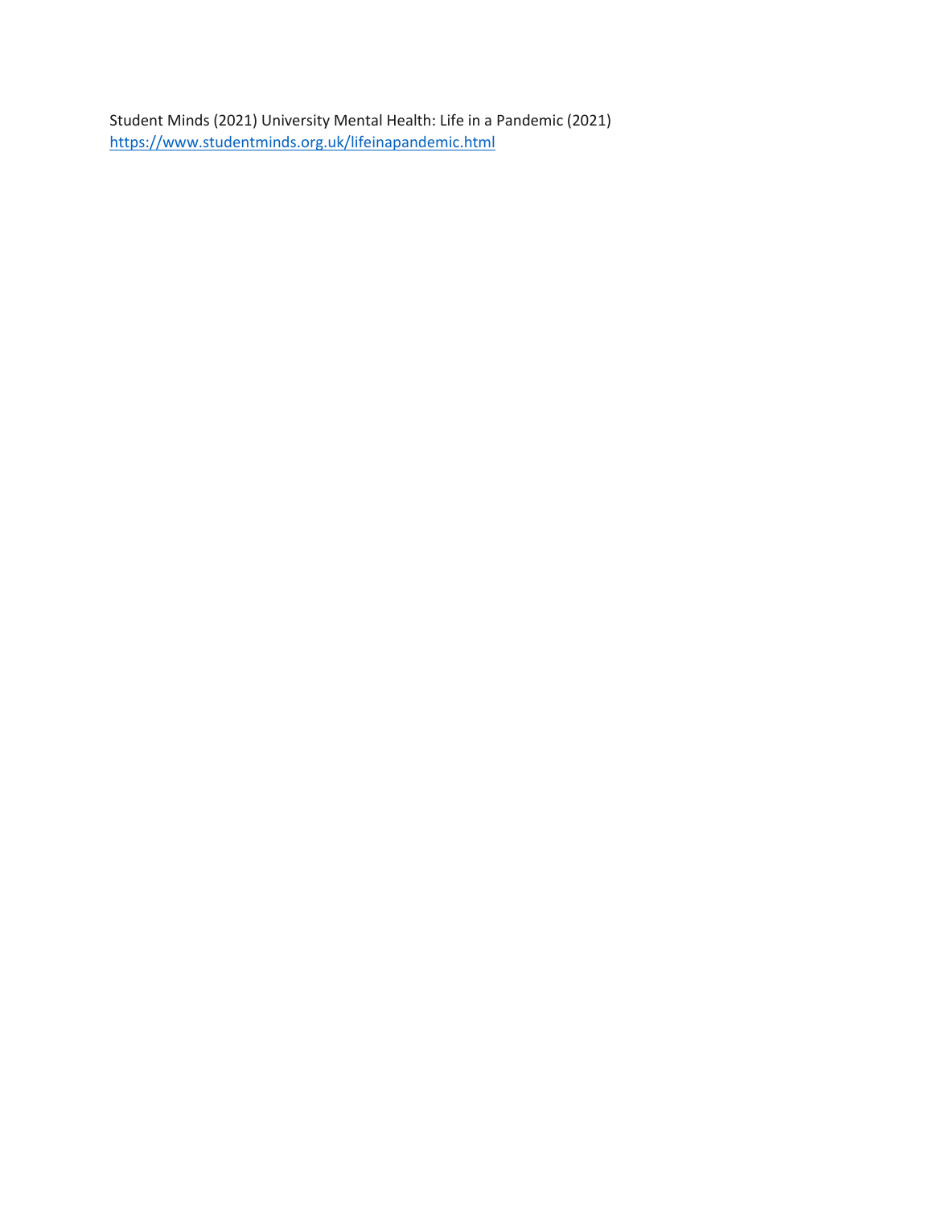Student Minds (2021) University Mental Health: Life in a Pandemic (2021)
https://www.studentminds.org.uk/lifeinapandemic.html